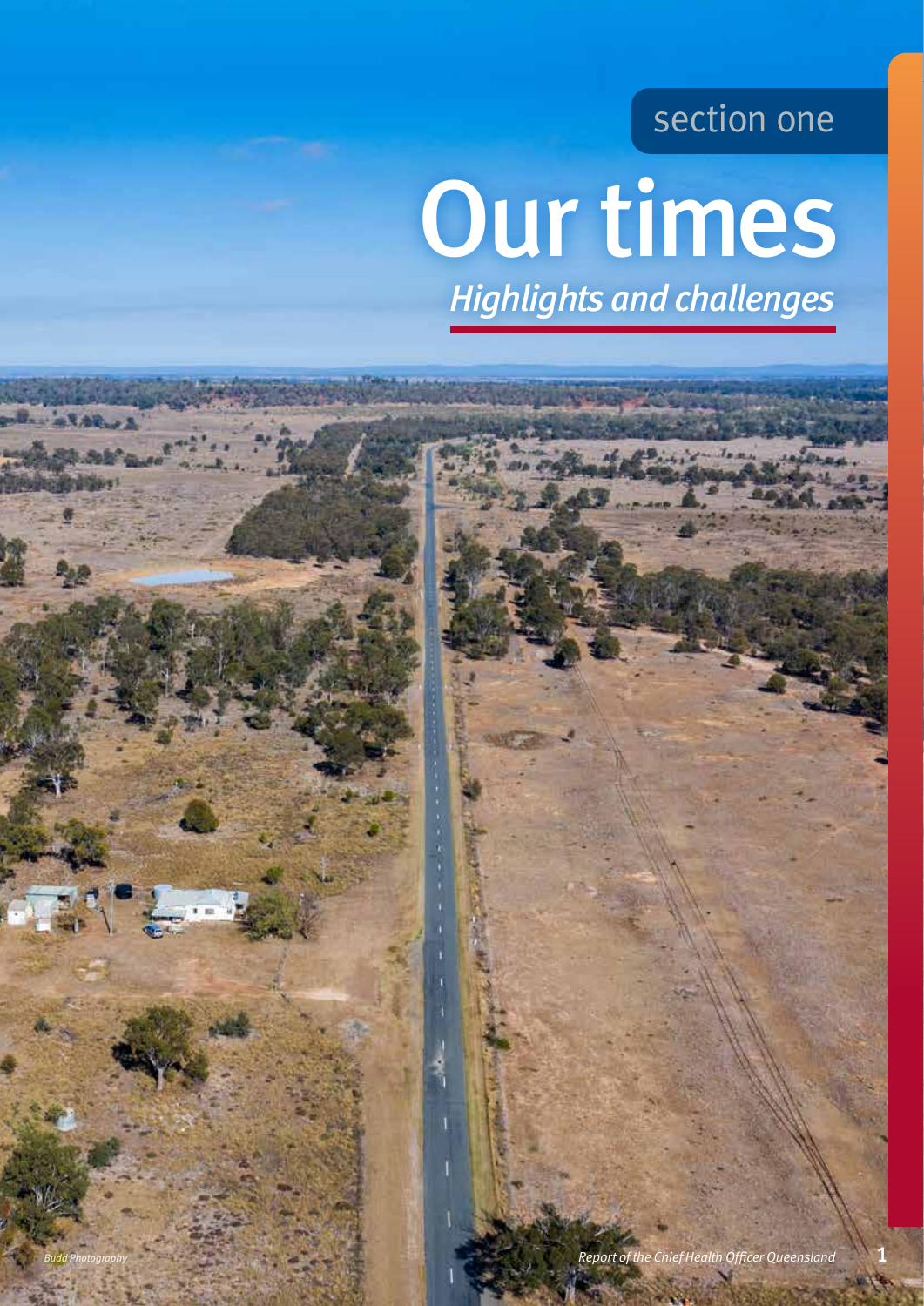section one

# Our times

*Highlights and challenges*

*Budd Photography*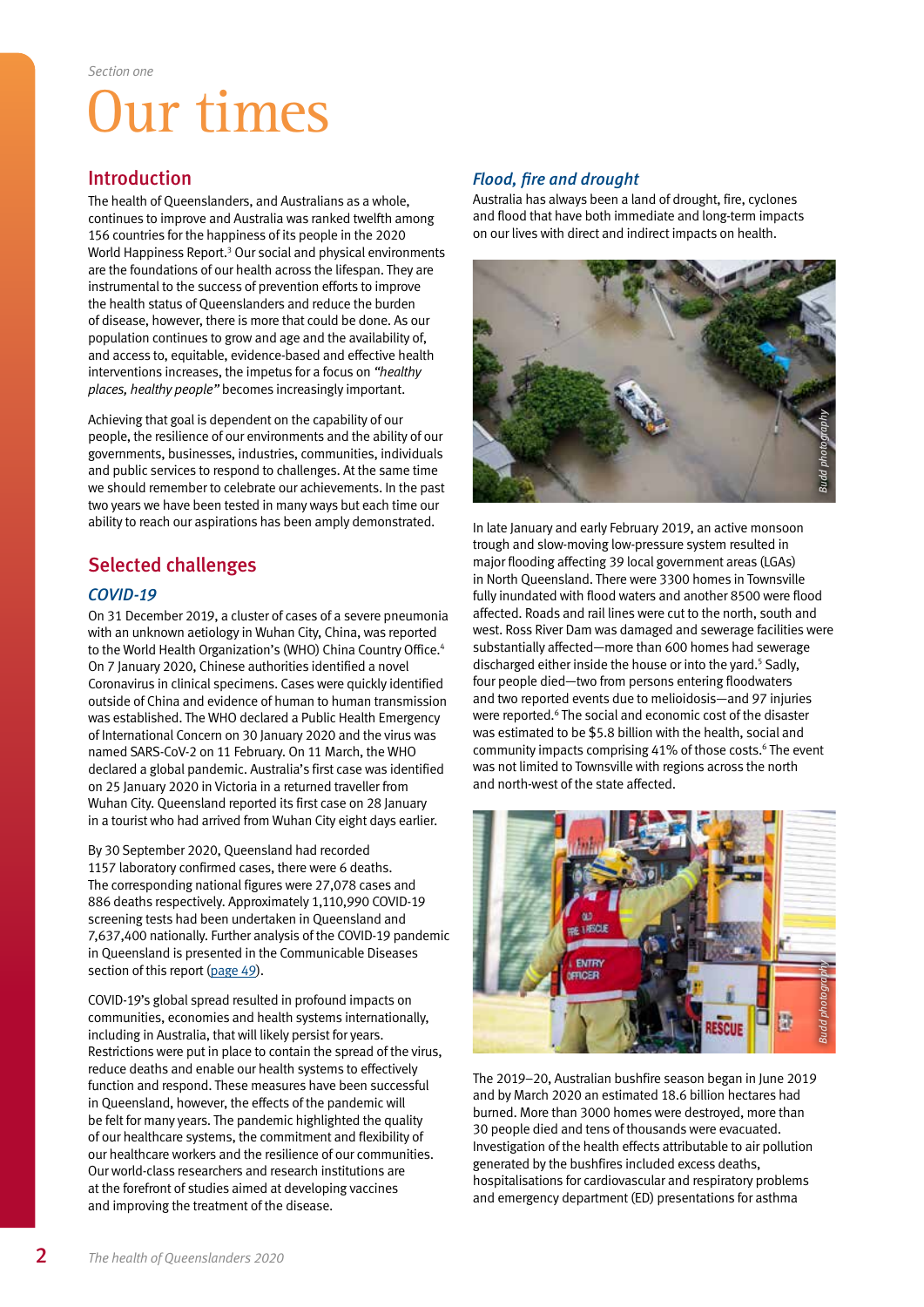Section one

# Our times

## Introduction

The health of Queenslanders, and Australians as a whole, continues to improve and Australia was ranked twelfth among 156 countries for the happiness of its people in the 2020 World Happiness Report.[3] Our social and physical environments are the foundations of our health across the lifespan. They are instrumental to the success of prevention efforts to improve the health status of Queenslanders and reduce the burden of disease, however, there is more that could be done. As our population continues to grow and age and the availability of, and access to, equitable, evidence-based and effective health interventions increases, the impetus for a focus on *"healthy places, healthy people"* becomes increasingly important.

Achieving that goal is dependent on the capability of our people, the resilience of our environments and the ability of our governments, businesses, industries, communities, individuals and public services to respond to challenges. At the same time we should remember to celebrate our achievements. In the past two years we have been tested in many ways but each time our ability to reach our aspirations has been amply demonstrated.

## Selected challenges

### *COVID-19*

On 31 December 2019, a cluster of cases of a severe pneumonia with an unknown aetiology in Wuhan City, China, was reported to the World Health Organization's (WHO) China Country Office.[4] On 7 January 2020, Chinese authorities identified a novel Coronavirus in clinical specimens. Cases were quickly identified outside of China and evidence of human to human transmission was established. The WHO declared a Public Health Emergency of International Concern on 30 January 2020 and the virus was named SARS-CoV-2 on 11 February. On 11 March, the WHO declared a global pandemic. Australia's first case was identified on 25 January 2020 in Victoria in a returned traveller from Wuhan City. Queensland reported its first case on 28 January in a tourist who had arrived from Wuhan City eight days earlier.

By 30 September 2020, Queensland had recorded 1157 laboratory confirmed cases, there were 6 deaths. The corresponding national figures were 27,078 cases and 886 deaths respectively. Approximately 1,110,990 COVID-19 screening tests had been undertaken in Queensland and 7,637,400 nationally. Further analysis of the COVID-19 pandemic in Queensland is presented in the Communicable Diseases section of this report (page 49).

COVID-19's global spread resulted in profound impacts on communities, economies and health systems internationally, including in Australia, that will likely persist for years. Restrictions were put in place to contain the spread of the virus, reduce deaths and enable our health systems to effectively function and respond. These measures have been successful in Queensland, however, the effects of the pandemic will be felt for many years. The pandemic highlighted the quality of our healthcare systems, the commitment and flexibility of our healthcare workers and the resilience of our communities. Our world-class researchers and research institutions are at the forefront of studies aimed at developing vaccines and improving the treatment of the disease.

### *Flood, fire and drought*

Australia has always been a land of drought, fire, cyclones and flood that have both immediate and long-term impacts on our lives with direct and indirect impacts on health.

*Budd photography*

In late January and early February 2019, an active monsoon trough and slow-moving low-pressure system resulted in major flooding affecting 39 local government areas (LGAs) in North Queensland. There were 3300 homes in Townsville fully inundated with flood waters and another 8500 were flood affected. Roads and rail lines were cut to the north, south and west. Ross River Dam was damaged and sewerage facilities were substantially affected—more than 600 homes had sewerage discharged either inside the house or into the yard.[5] Sadly, four people died—two from persons entering floodwaters and two reported events due to melioidosis—and 97 injuries were reported.[6] The social and economic cost of the disaster was estimated to be $5.8 billion with the health, social and community impacts comprising 41% of those costs.[6] The event was not limited to Townsville with regions across the north and north-west of the state affected.

*Budd photography*

The 2019–20, Australian bushfire season began in June 2019 and by March 2020 an estimated 18.6 billion hectares had burned. More than 3000 homes were destroyed, more than 30 people died and tens of thousands were evacuated. Investigation of the health effects attributable to air pollution generated by the bushfires included excess deaths, hospitalisations for cardiovascular and respiratory problems and emergency department (ED) presentations for asthma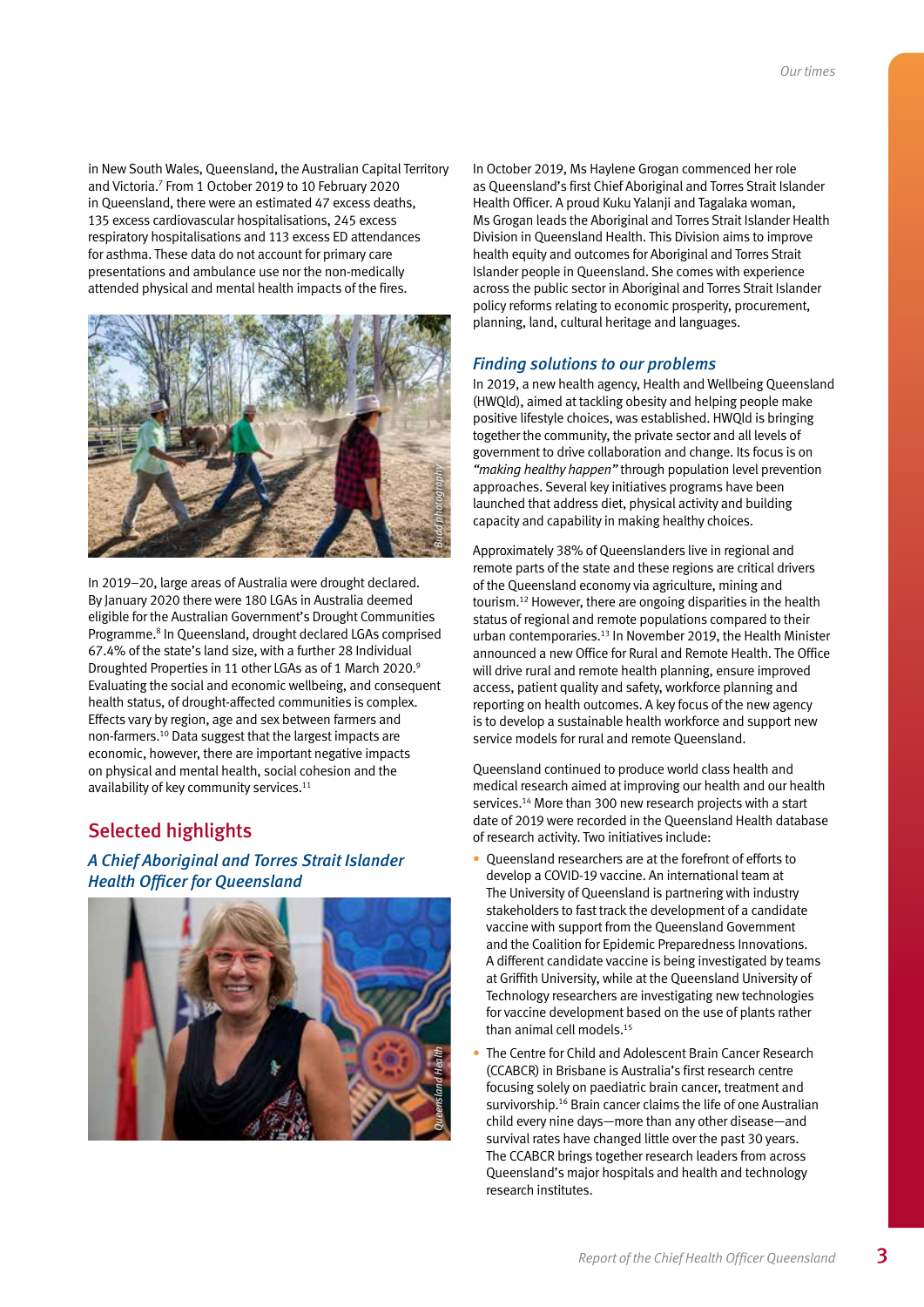in New South Wales, Queensland, the Australian Capital Territory and Victoria.[7] From 1 October 2019 to 10 February 2020 in Queensland, there were an estimated 47 excess deaths, 135 excess cardiovascular hospitalisations, 245 excess respiratory hospitalisations and 113 excess ED attendances for asthma. These data do not account for primary care presentations and ambulance use nor the non-medically attended physical and mental health impacts of the fires.

In 2019–20, large areas of Australia were drought declared. By January 2020 there were 180 LGAs in Australia deemed eligible for the Australian Government's Drought Communities Programme.[8] In Queensland, drought declared LGAs comprised 67.4% of the state's land size, with a further 28 Individual Droughted Properties in 11 other LGAs as of 1 March 2020.[9] Evaluating the social and economic wellbeing, and consequent health status, of drought-affected communities is complex. Effects vary by region, age and sex between farmers and non-farmers.[10] Data suggest that the largest impacts are economic, however, there are important negative impacts on physical and mental health, social cohesion and the availability of key community services.[11]

## Selected highlights

### *A Chief Aboriginal and Torres Strait Islander Health Officer for Queensland*

In October 2019, Ms Haylene Grogan commenced her role as Queensland's first Chief Aboriginal and Torres Strait Islander Health Officer. A proud Kuku Yalanji and Tagalaka woman, Ms Grogan leads the Aboriginal and Torres Strait Islander Health Division in Queensland Health. This Division aims to improve health equity and outcomes for Aboriginal and Torres Strait Islander people in Queensland. She comes with experience across the public sector in Aboriginal and Torres Strait Islander policy reforms relating to economic prosperity, procurement, planning, land, cultural heritage and languages.

### *Finding solutions to our problems*

In 2019, a new health agency, Health and Wellbeing Queensland (HWQld), aimed at tackling obesity and helping people make positive lifestyle choices, was established. HWQld is bringing together the community, the private sector and all levels of government to drive collaboration and change. Its focus is on *"making healthy happen"* through population level prevention approaches. Several key initiatives programs have been launched that address diet, physical activity and building capacity and capability in making healthy choices.

Approximately 38% of Queenslanders live in regional and remote parts of the state and these regions are critical drivers of the Queensland economy via agriculture, mining and tourism.[12] However, there are ongoing disparities in the health status of regional and remote populations compared to their urban contemporaries.[13] In November 2019, the Health Minister announced a new Office for Rural and Remote Health. The Office will drive rural and remote health planning, ensure improved access, patient quality and safety, workforce planning and reporting on health outcomes. A key focus of the new agency is to develop a sustainable health workforce and support new service models for rural and remote Queensland.

Queensland continued to produce world class health and medical research aimed at improving our health and our health services.[14] More than 300 new research projects with a start date of 2019 were recorded in the Queensland Health database of research activity. Two initiatives include:

- Queensland researchers are at the forefront of efforts to develop a COVID-19 vaccine. An international team at The University of Queensland is partnering with industry stakeholders to fast track the development of a candidate vaccine with support from the Queensland Government and the Coalition for Epidemic Preparedness Innovations. A different candidate vaccine is being investigated by teams at Griffith University, while at the Queensland University of Technology researchers are investigating new technologies for vaccine development based on the use of plants rather than animal cell models.[15]
- The Centre for Child and Adolescent Brain Cancer Research (CCABCR) in Brisbane is Australia's first research centre focusing solely on paediatric brain cancer, treatment and survivorship.[16] Brain cancer claims the life of one Australian child every nine days—more than any other disease—and survival rates have changed little over the past 30 years. The CCABCR brings together research leaders from across Queensland's major hospitals and health and technology research institutes.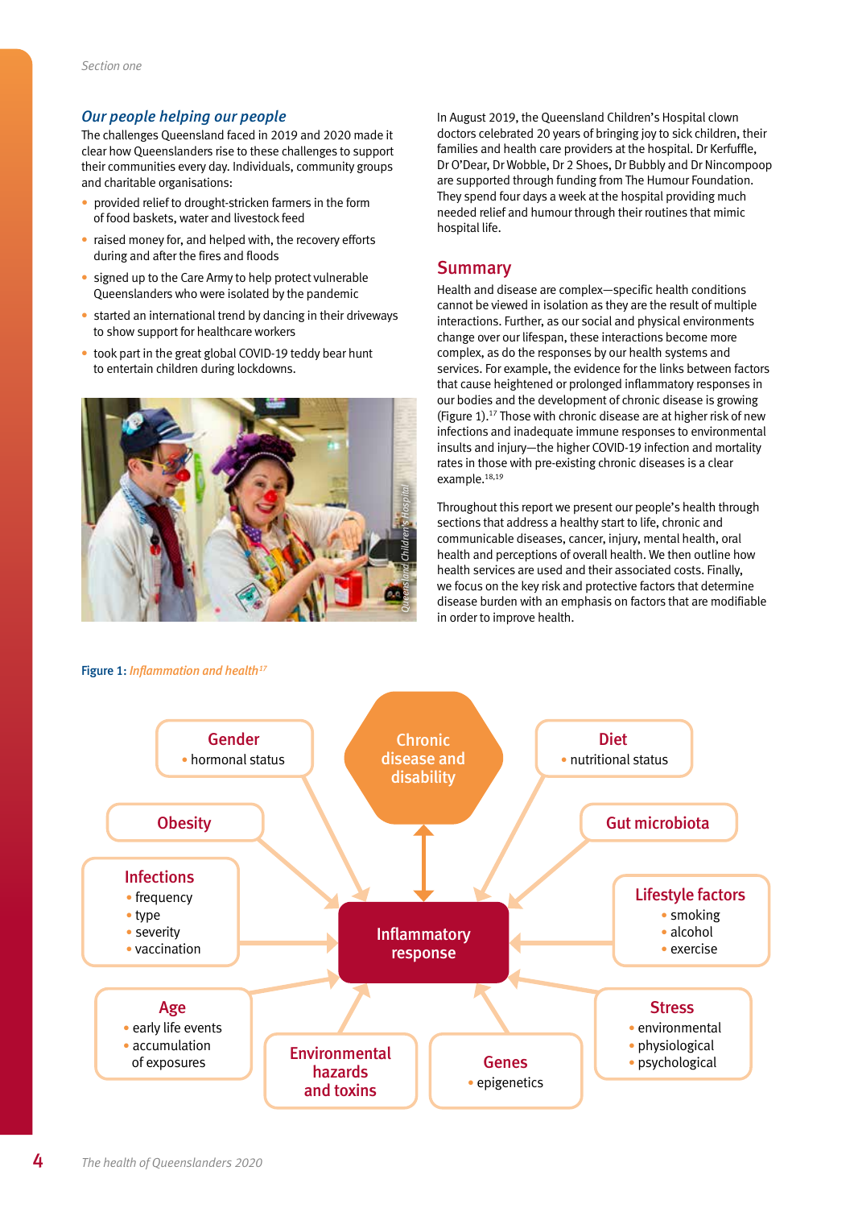## Our people helping our people

The challenges Queensland faced in 2019 and 2020 made it clear how Queenslanders rise to these challenges to support their communities every day. Individuals, community groups and charitable organisations:

- provided relief to drought-stricken farmers in the form of food baskets, water and livestock feed
- raised money for, and helped with, the recovery efforts during and after the fires and floods
- signed up to the Care Army to help protect vulnerable Queenslanders who were isolated by the pandemic
- started an international trend by dancing in their driveways to show support for healthcare workers
- took part in the great global COVID-19 teddy bear hunt to entertain children during lockdowns.

Queensland Children's Hospital

In August 2019, the Queensland Children's Hospital clown doctors celebrated 20 years of bringing joy to sick children, their families and health care providers at the hospital. Dr Kerfuffle, Dr O'Dear, Dr Wobble, Dr 2 Shoes, Dr Bubbly and Dr Nincompoop are supported through funding from The Humour Foundation. They spend four days a week at the hospital providing much needed relief and humour through their routines that mimic hospital life.

## Summary

Health and disease are complex—specific health conditions cannot be viewed in isolation as they are the result of multiple interactions. Further, as our social and physical environments change over our lifespan, these interactions become more complex, as do the responses by our health systems and services. For example, the evidence for the links between factors that cause heightened or prolonged inflammatory responses in our bodies and the development of chronic disease is growing (Figure 1).[17] Those with chronic disease are at higher risk of new infections and inadequate immune responses to environmental insults and injury—the higher COVID-19 infection and mortality rates in those with pre-existing chronic diseases is a clear example.[18,19]

Throughout this report we present our people's health through sections that address a healthy start to life, chronic and communicable diseases, cancer, injury, mental health, oral health and perceptions of overall health. We then outline how health services are used and their associated costs. Finally, we focus on the key risk and protective factors that determine disease burden with an emphasis on factors that are modifiable in order to improve health.

**Figure 1:** *Inflammation and health*[17]

Chronic disease and disability

Inflammatory response

Gender
- hormonal status

Diet
- nutritional status

Obesity

Gut microbiota

Infections
- frequency
- type
- severity
- vaccination

Lifestyle factors
- smoking
- alcohol
- exercise

Age
- early life events
- accumulation of exposures

Environmental hazards and toxins

Genes
- epigenetics

Stress
- environmental
- physiological
- psychological